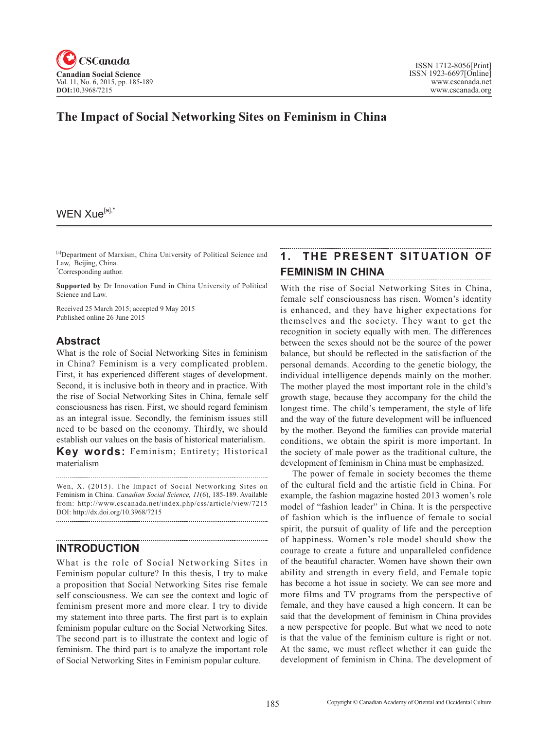# The Impact of Social Networking Sites on Feminism in China

WEN Xue[a],*

[a]Department of Marxism, China University of Political Science and Law, Beijing, China.
*Corresponding author.

**Supported by** Dr Innovation Fund in China University of Political Science and Law.

Received 25 March 2015; accepted 9 May 2015
Published online 26 June 2015

## Abstract

What is the role of Social Networking Sites in feminism in China? Feminism is a very complicated problem. First, it has experienced different stages of development. Second, it is inclusive both in theory and in practice. With the rise of Social Networking Sites in China, female self consciousness has risen. First, we should regard feminism as an integral issue. Secondly, the feminism issues still need to be based on the economy. Thirdly, we should establish our values on the basis of historical materialism.

**Key words:** Feminism; Entirety; Historical materialism

Wen, X. (2015). The Impact of Social Networking Sites on Feminism in China. *Canadian Social Science, 11*(6), 185-189. Available from: http://www.cscanada.net/index.php/css/article/view/7215
DOI: http://dx.doi.org/10.3968/7215

## INTRODUCTION

What is the role of Social Networking Sites in Feminism popular culture? In this thesis, I try to make a proposition that Social Networking Sites rise female self consciousness. We can see the context and logic of feminism present more and more clear. I try to divide my statement into three parts. The first part is to explain feminism popular culture on the Social Networking Sites. The second part is to illustrate the context and logic of feminism. The third part is to analyze the important role of Social Networking Sites in Feminism popular culture.

## 1. THE PRESENT SITUATION OF FEMINISM IN CHINA

With the rise of Social Networking Sites in China, female self consciousness has risen. Women's identity is enhanced, and they have higher expectations for themselves and the society. They want to get the recognition in society equally with men. The differences between the sexes should not be the source of the power balance, but should be reflected in the satisfaction of the personal demands. According to the genetic biology, the individual intelligence depends mainly on the mother. The mother played the most important role in the child's growth stage, because they accompany for the child the longest time. The child's temperament, the style of life and the way of the future development will be influenced by the mother. Beyond the families can provide material conditions, we obtain the spirit is more important. In the society of male power as the traditional culture, the development of feminism in China must be emphasized.

The power of female in society becomes the theme of the cultural field and the artistic field in China. For example, the fashion magazine hosted 2013 women's role model of "fashion leader" in China. It is the perspective of fashion which is the influence of female to social spirit, the pursuit of quality of life and the perception of happiness. Women's role model should show the courage to create a future and unparalleled confidence of the beautiful character. Women have shown their own ability and strength in every field, and Female topic has become a hot issue in society. We can see more and more films and TV programs from the perspective of female, and they have caused a high concern. It can be said that the development of feminism in China provides a new perspective for people. But what we need to note is that the value of the feminism culture is right or not. At the same, we must reflect whether it can guide the development of feminism in China. The development of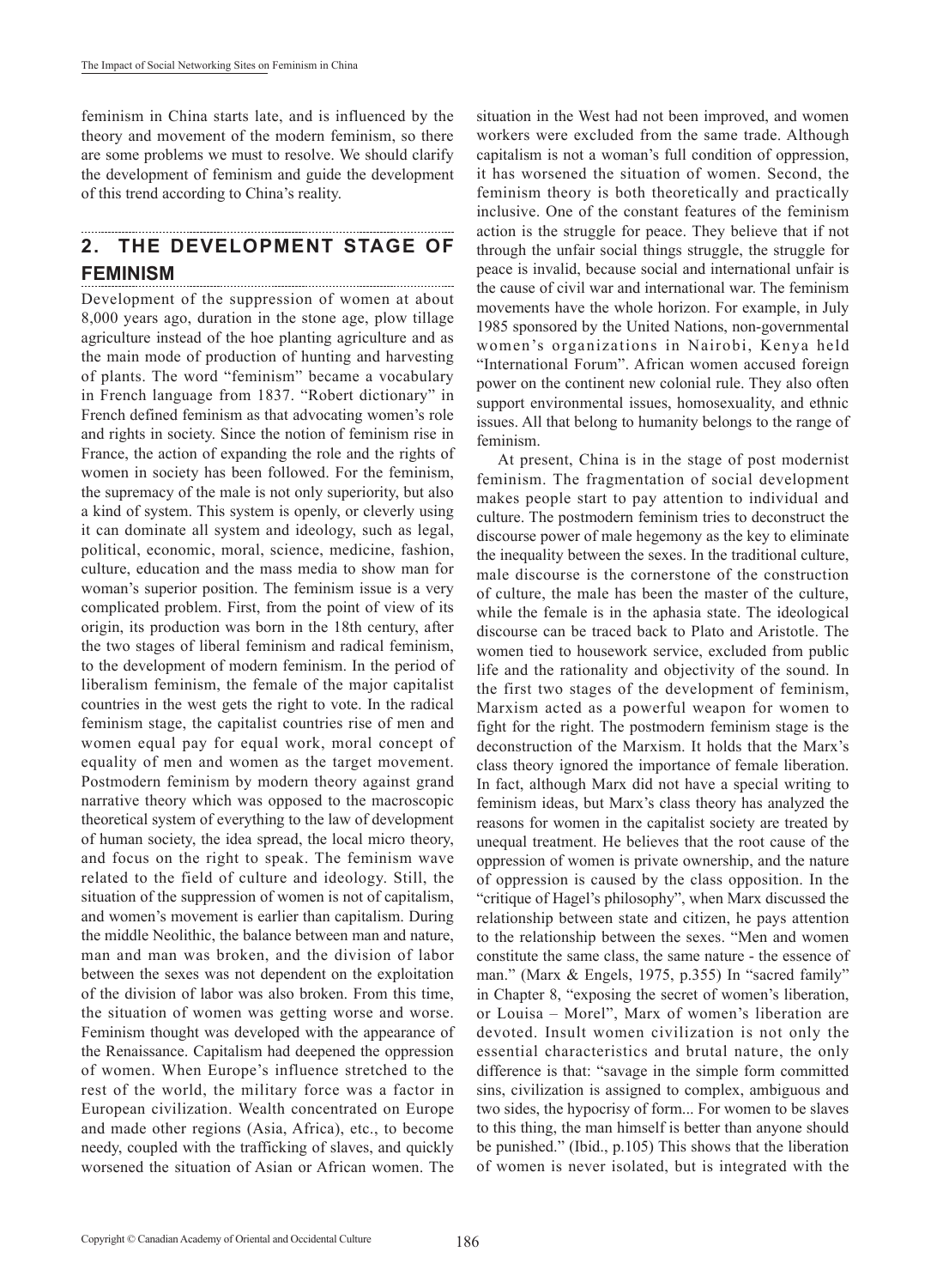feminism in China starts late, and is influenced by the theory and movement of the modern feminism, so there are some problems we must to resolve. We should clarify the development of feminism and guide the development of this trend according to China's reality.

## 2. THE DEVELOPMENT STAGE OF FEMINISM

Development of the suppression of women at about 8,000 years ago, duration in the stone age, plow tillage agriculture instead of the hoe planting agriculture and as the main mode of production of hunting and harvesting of plants. The word "feminism" became a vocabulary in French language from 1837. "Robert dictionary" in French defined feminism as that advocating women's role and rights in society. Since the notion of feminism rise in France, the action of expanding the role and the rights of women in society has been followed. For the feminism, the supremacy of the male is not only superiority, but also a kind of system. This system is openly, or cleverly using it can dominate all system and ideology, such as legal, political, economic, moral, science, medicine, fashion, culture, education and the mass media to show man for woman's superior position. The feminism issue is a very complicated problem. First, from the point of view of its origin, its production was born in the 18th century, after the two stages of liberal feminism and radical feminism, to the development of modern feminism. In the period of liberalism feminism, the female of the major capitalist countries in the west gets the right to vote. In the radical feminism stage, the capitalist countries rise of men and women equal pay for equal work, moral concept of equality of men and women as the target movement. Postmodern feminism by modern theory against grand narrative theory which was opposed to the macroscopic theoretical system of everything to the law of development of human society, the idea spread, the local micro theory, and focus on the right to speak. The feminism wave related to the field of culture and ideology. Still, the situation of the suppression of women is not of capitalism, and women's movement is earlier than capitalism. During the middle Neolithic, the balance between man and nature, man and man was broken, and the division of labor between the sexes was not dependent on the exploitation of the division of labor was also broken. From this time, the situation of women was getting worse and worse. Feminism thought was developed with the appearance of the Renaissance. Capitalism had deepened the oppression of women. When Europe's influence stretched to the rest of the world, the military force was a factor in European civilization. Wealth concentrated on Europe and made other regions (Asia, Africa), etc., to become needy, coupled with the trafficking of slaves, and quickly worsened the situation of Asian or African women. The situation in the West had not been improved, and women workers were excluded from the same trade. Although capitalism is not a woman's full condition of oppression, it has worsened the situation of women. Second, the feminism theory is both theoretically and practically inclusive. One of the constant features of the feminism action is the struggle for peace. They believe that if not through the unfair social things struggle, the struggle for peace is invalid, because social and international unfair is the cause of civil war and international war. The feminism movements have the whole horizon. For example, in July 1985 sponsored by the United Nations, non-governmental women's organizations in Nairobi, Kenya held "International Forum". African women accused foreign power on the continent new colonial rule. They also often support environmental issues, homosexuality, and ethnic issues. All that belong to humanity belongs to the range of feminism.

At present, China is in the stage of post modernist feminism. The fragmentation of social development makes people start to pay attention to individual and culture. The postmodern feminism tries to deconstruct the discourse power of male hegemony as the key to eliminate the inequality between the sexes. In the traditional culture, male discourse is the cornerstone of the construction of culture, the male has been the master of the culture, while the female is in the aphasia state. The ideological discourse can be traced back to Plato and Aristotle. The women tied to housework service, excluded from public life and the rationality and objectivity of the sound. In the first two stages of the development of feminism, Marxism acted as a powerful weapon for women to fight for the right. The postmodern feminism stage is the deconstruction of the Marxism. It holds that the Marx's class theory ignored the importance of female liberation. In fact, although Marx did not have a special writing to feminism ideas, but Marx's class theory has analyzed the reasons for women in the capitalist society are treated by unequal treatment. He believes that the root cause of the oppression of women is private ownership, and the nature of oppression is caused by the class opposition. In the "critique of Hagel's philosophy", when Marx discussed the relationship between state and citizen, he pays attention to the relationship between the sexes. "Men and women constitute the same class, the same nature - the essence of man." (Marx & Engels, 1975, p.355) In "sacred family" in Chapter 8, "exposing the secret of women's liberation, or Louisa – Morel", Marx of women's liberation are devoted. Insult women civilization is not only the essential characteristics and brutal nature, the only difference is that: "savage in the simple form committed sins, civilization is assigned to complex, ambiguous and two sides, the hypocrisy of form... For women to be slaves to this thing, the man himself is better than anyone should be punished." (Ibid., p.105) This shows that the liberation of women is never isolated, but is integrated with the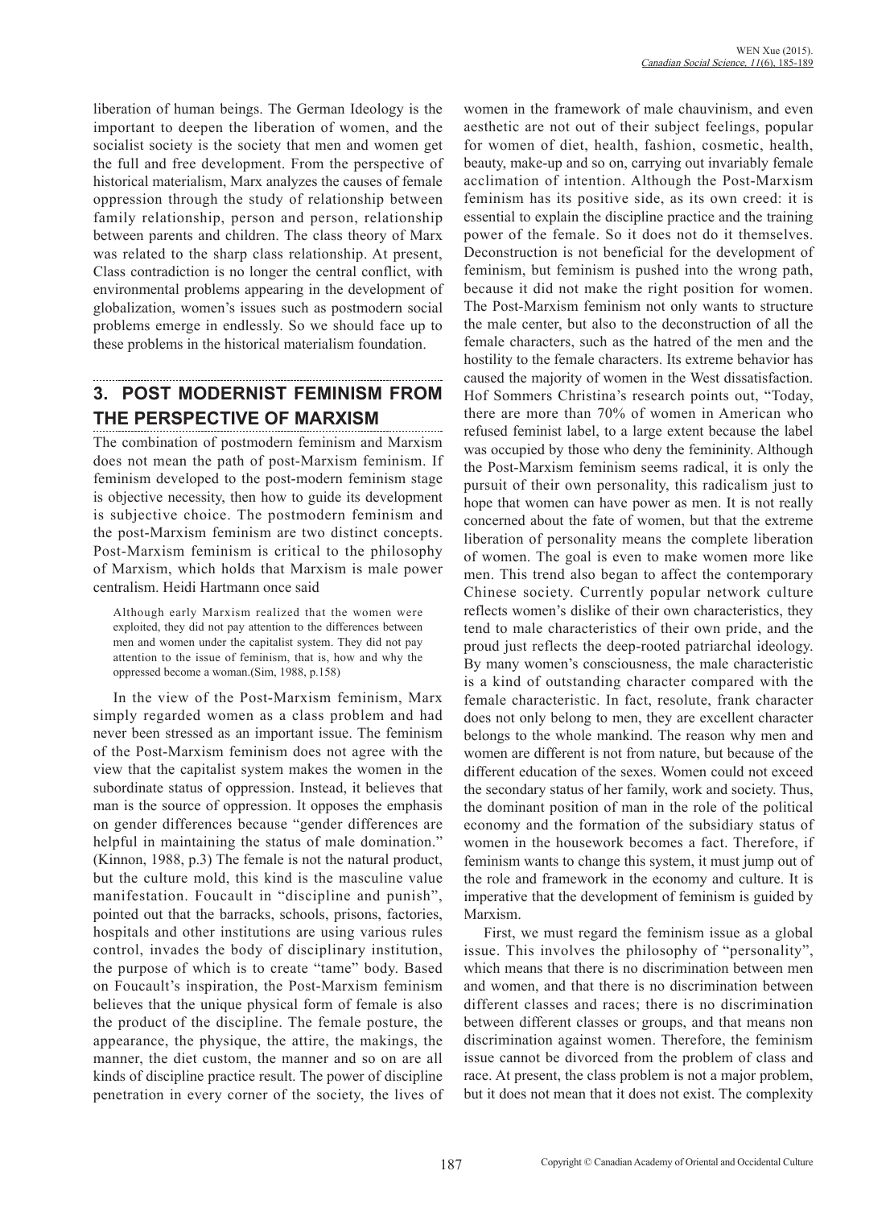liberation of human beings. The German Ideology is the important to deepen the liberation of women, and the socialist society is the society that men and women get the full and free development. From the perspective of historical materialism, Marx analyzes the causes of female oppression through the study of relationship between family relationship, person and person, relationship between parents and children. The class theory of Marx was related to the sharp class relationship. At present, Class contradiction is no longer the central conflict, with environmental problems appearing in the development of globalization, women's issues such as postmodern social problems emerge in endlessly. So we should face up to these problems in the historical materialism foundation.

## 3. POST MODERNIST FEMINISM FROM THE PERSPECTIVE OF MARXISM

The combination of postmodern feminism and Marxism does not mean the path of post-Marxism feminism. If feminism developed to the post-modern feminism stage is objective necessity, then how to guide its development is subjective choice. The postmodern feminism and the post-Marxism feminism are two distinct concepts. Post-Marxism feminism is critical to the philosophy of Marxism, which holds that Marxism is male power centralism. Heidi Hartmann once said

> Although early Marxism realized that the women were exploited, they did not pay attention to the differences between men and women under the capitalist system. They did not pay attention to the issue of feminism, that is, how and why the oppressed become a woman.(Sim, 1988, p.158)

In the view of the Post-Marxism feminism, Marx simply regarded women as a class problem and had never been stressed as an important issue. The feminism of the Post-Marxism feminism does not agree with the view that the capitalist system makes the women in the subordinate status of oppression. Instead, it believes that man is the source of oppression. It opposes the emphasis on gender differences because "gender differences are helpful in maintaining the status of male domination." (Kinnon, 1988, p.3) The female is not the natural product, but the culture mold, this kind is the masculine value manifestation. Foucault in "discipline and punish", pointed out that the barracks, schools, prisons, factories, hospitals and other institutions are using various rules control, invades the body of disciplinary institution, the purpose of which is to create "tame" body. Based on Foucault's inspiration, the Post-Marxism feminism believes that the unique physical form of female is also the product of the discipline. The female posture, the appearance, the physique, the attire, the makings, the manner, the diet custom, the manner and so on are all kinds of discipline practice result. The power of discipline penetration in every corner of the society, the lives of women in the framework of male chauvinism, and even aesthetic are not out of their subject feelings, popular for women of diet, health, fashion, cosmetic, health, beauty, make-up and so on, carrying out invariably female acclimation of intention. Although the Post-Marxism feminism has its positive side, as its own creed: it is essential to explain the discipline practice and the training power of the female. So it does not do it themselves. Deconstruction is not beneficial for the development of feminism, but feminism is pushed into the wrong path, because it did not make the right position for women. The Post-Marxism feminism not only wants to structure the male center, but also to the deconstruction of all the female characters, such as the hatred of the men and the hostility to the female characters. Its extreme behavior has caused the majority of women in the West dissatisfaction. Hof Sommers Christina's research points out, "Today, there are more than 70% of women in American who refused feminist label, to a large extent because the label was occupied by those who deny the femininity. Although the Post-Marxism feminism seems radical, it is only the pursuit of their own personality, this radicalism just to hope that women can have power as men. It is not really concerned about the fate of women, but that the extreme liberation of personality means the complete liberation of women. The goal is even to make women more like men. This trend also began to affect the contemporary Chinese society. Currently popular network culture reflects women's dislike of their own characteristics, they tend to male characteristics of their own pride, and the proud just reflects the deep-rooted patriarchal ideology. By many women's consciousness, the male characteristic is a kind of outstanding character compared with the female characteristic. In fact, resolute, frank character does not only belong to men, they are excellent character belongs to the whole mankind. The reason why men and women are different is not from nature, but because of the different education of the sexes. Women could not exceed the secondary status of her family, work and society. Thus, the dominant position of man in the role of the political economy and the formation of the subsidiary status of women in the housework becomes a fact. Therefore, if feminism wants to change this system, it must jump out of the role and framework in the economy and culture. It is imperative that the development of feminism is guided by Marxism.

First, we must regard the feminism issue as a global issue. This involves the philosophy of "personality", which means that there is no discrimination between men and women, and that there is no discrimination between different classes and races; there is no discrimination between different classes or groups, and that means non discrimination against women. Therefore, the feminism issue cannot be divorced from the problem of class and race. At present, the class problem is not a major problem, but it does not mean that it does not exist. The complexity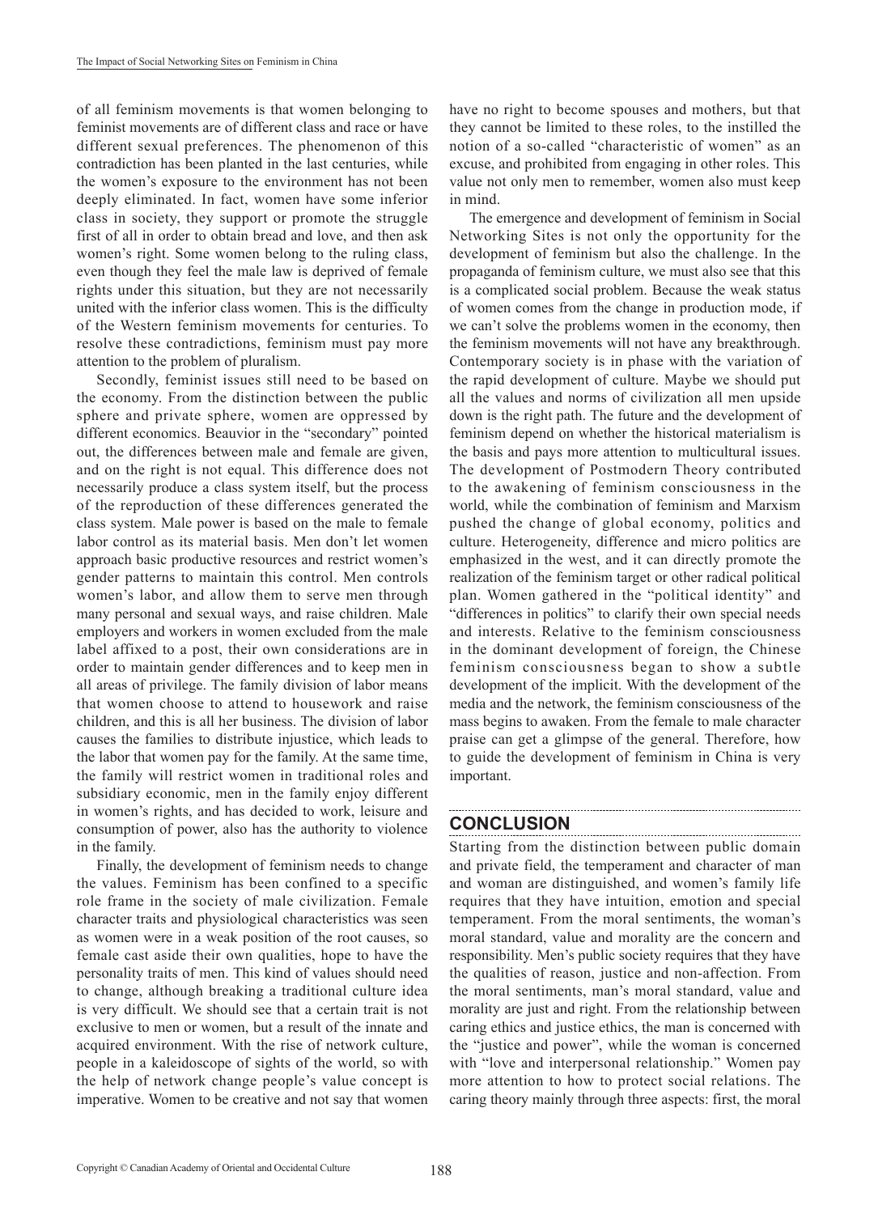of all feminism movements is that women belonging to feminist movements are of different class and race or have different sexual preferences. The phenomenon of this contradiction has been planted in the last centuries, while the women's exposure to the environment has not been deeply eliminated. In fact, women have some inferior class in society, they support or promote the struggle first of all in order to obtain bread and love, and then ask women's right. Some women belong to the ruling class, even though they feel the male law is deprived of female rights under this situation, but they are not necessarily united with the inferior class women. This is the difficulty of the Western feminism movements for centuries. To resolve these contradictions, feminism must pay more attention to the problem of pluralism.

Secondly, feminist issues still need to be based on the economy. From the distinction between the public sphere and private sphere, women are oppressed by different economics. Beauvior in the "secondary" pointed out, the differences between male and female are given, and on the right is not equal. This difference does not necessarily produce a class system itself, but the process of the reproduction of these differences generated the class system. Male power is based on the male to female labor control as its material basis. Men don't let women approach basic productive resources and restrict women's gender patterns to maintain this control. Men controls women's labor, and allow them to serve men through many personal and sexual ways, and raise children. Male employers and workers in women excluded from the male label affixed to a post, their own considerations are in order to maintain gender differences and to keep men in all areas of privilege. The family division of labor means that women choose to attend to housework and raise children, and this is all her business. The division of labor causes the families to distribute injustice, which leads to the labor that women pay for the family. At the same time, the family will restrict women in traditional roles and subsidiary economic, men in the family enjoy different in women's rights, and has decided to work, leisure and consumption of power, also has the authority to violence in the family.

Finally, the development of feminism needs to change the values. Feminism has been confined to a specific role frame in the society of male civilization. Female character traits and physiological characteristics was seen as women were in a weak position of the root causes, so female cast aside their own qualities, hope to have the personality traits of men. This kind of values should need to change, although breaking a traditional culture idea is very difficult. We should see that a certain trait is not exclusive to men or women, but a result of the innate and acquired environment. With the rise of network culture, people in a kaleidoscope of sights of the world, so with the help of network change people's value concept is imperative. Women to be creative and not say that women have no right to become spouses and mothers, but that they cannot be limited to these roles, to the instilled the notion of a so-called "characteristic of women" as an excuse, and prohibited from engaging in other roles. This value not only men to remember, women also must keep in mind.

The emergence and development of feminism in Social Networking Sites is not only the opportunity for the development of feminism but also the challenge. In the propaganda of feminism culture, we must also see that this is a complicated social problem. Because the weak status of women comes from the change in production mode, if we can't solve the problems women in the economy, then the feminism movements will not have any breakthrough. Contemporary society is in phase with the variation of the rapid development of culture. Maybe we should put all the values and norms of civilization all men upside down is the right path. The future and the development of feminism depend on whether the historical materialism is the basis and pays more attention to multicultural issues. The development of Postmodern Theory contributed to the awakening of feminism consciousness in the world, while the combination of feminism and Marxism pushed the change of global economy, politics and culture. Heterogeneity, difference and micro politics are emphasized in the west, and it can directly promote the realization of the feminism target or other radical political plan. Women gathered in the "political identity" and "differences in politics" to clarify their own special needs and interests. Relative to the feminism consciousness in the dominant development of foreign, the Chinese feminism consciousness began to show a subtle development of the implicit. With the development of the media and the network, the feminism consciousness of the mass begins to awaken. From the female to male character praise can get a glimpse of the general. Therefore, how to guide the development of feminism in China is very important.

## CONCLUSION

Starting from the distinction between public domain and private field, the temperament and character of man and woman are distinguished, and women's family life requires that they have intuition, emotion and special temperament. From the moral sentiments, the woman's moral standard, value and morality are the concern and responsibility. Men's public society requires that they have the qualities of reason, justice and non-affection. From the moral sentiments, man's moral standard, value and morality are just and right. From the relationship between caring ethics and justice ethics, the man is concerned with the "justice and power", while the woman is concerned with "love and interpersonal relationship." Women pay more attention to how to protect social relations. The caring theory mainly through three aspects: first, the moral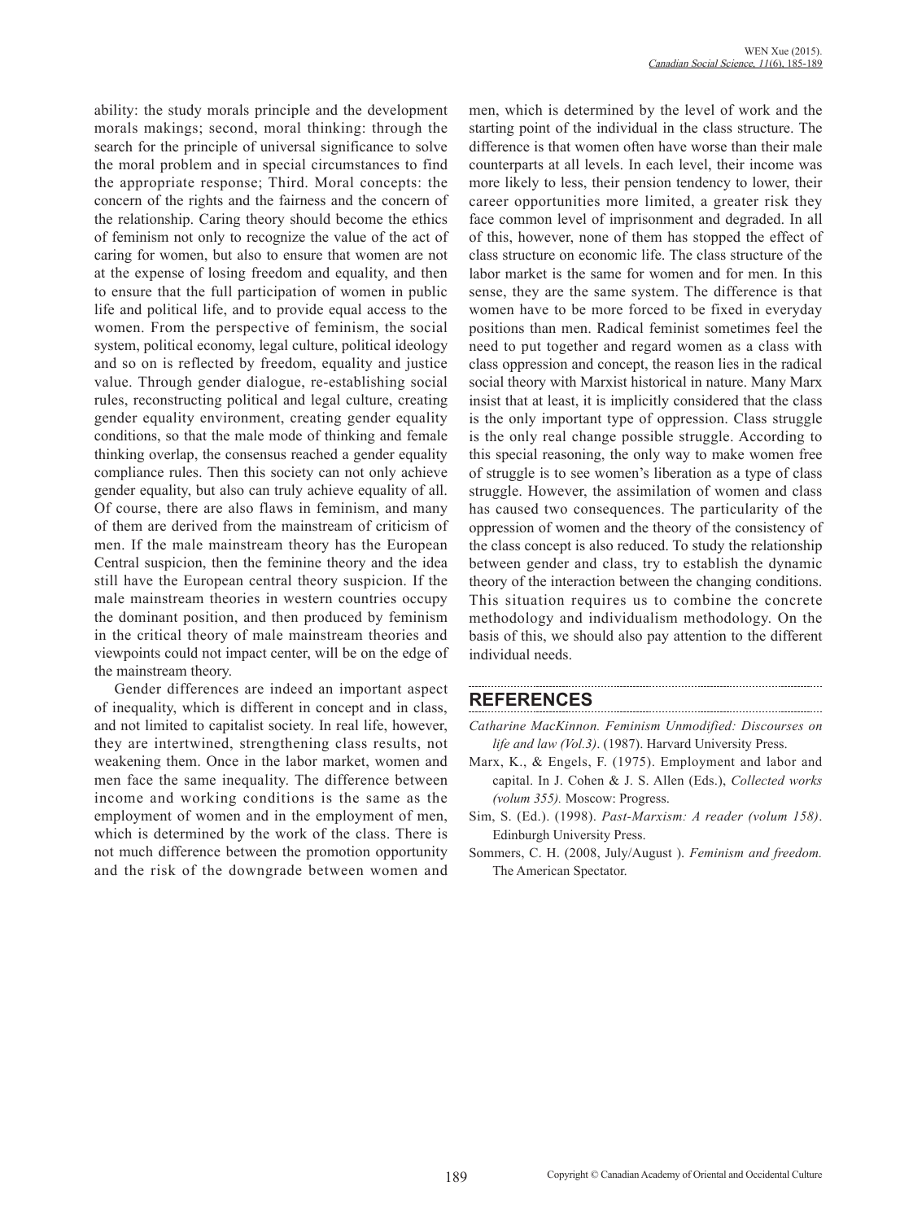ability: the study morals principle and the development morals makings; second, moral thinking: through the search for the principle of universal significance to solve the moral problem and in special circumstances to find the appropriate response; Third. Moral concepts: the concern of the rights and the fairness and the concern of the relationship. Caring theory should become the ethics of feminism not only to recognize the value of the act of caring for women, but also to ensure that women are not at the expense of losing freedom and equality, and then to ensure that the full participation of women in public life and political life, and to provide equal access to the women. From the perspective of feminism, the social system, political economy, legal culture, political ideology and so on is reflected by freedom, equality and justice value. Through gender dialogue, re-establishing social rules, reconstructing political and legal culture, creating gender equality environment, creating gender equality conditions, so that the male mode of thinking and female thinking overlap, the consensus reached a gender equality compliance rules. Then this society can not only achieve gender equality, but also can truly achieve equality of all. Of course, there are also flaws in feminism, and many of them are derived from the mainstream of criticism of men. If the male mainstream theory has the European Central suspicion, then the feminine theory and the idea still have the European central theory suspicion. If the male mainstream theories in western countries occupy the dominant position, and then produced by feminism in the critical theory of male mainstream theories and viewpoints could not impact center, will be on the edge of the mainstream theory.

Gender differences are indeed an important aspect of inequality, which is different in concept and in class, and not limited to capitalist society. In real life, however, they are intertwined, strengthening class results, not weakening them. Once in the labor market, women and men face the same inequality. The difference between income and working conditions is the same as the employment of women and in the employment of men, which is determined by the work of the class. There is not much difference between the promotion opportunity and the risk of the downgrade between women and men, which is determined by the level of work and the starting point of the individual in the class structure. The difference is that women often have worse than their male counterparts at all levels. In each level, their income was more likely to less, their pension tendency to lower, their career opportunities more limited, a greater risk they face common level of imprisonment and degraded. In all of this, however, none of them has stopped the effect of class structure on economic life. The class structure of the labor market is the same for women and for men. In this sense, they are the same system. The difference is that women have to be more forced to be fixed in everyday positions than men. Radical feminist sometimes feel the need to put together and regard women as a class with class oppression and concept, the reason lies in the radical social theory with Marxist historical in nature. Many Marx insist that at least, it is implicitly considered that the class is the only important type of oppression. Class struggle is the only real change possible struggle. According to this special reasoning, the only way to make women free of struggle is to see women's liberation as a type of class struggle. However, the assimilation of women and class has caused two consequences. The particularity of the oppression of women and the theory of the consistency of the class concept is also reduced. To study the relationship between gender and class, try to establish the dynamic theory of the interaction between the changing conditions. This situation requires us to combine the concrete methodology and individualism methodology. On the basis of this, we should also pay attention to the different individual needs.

## REFERENCES

*Catharine MacKinnon. Feminism Unmodified: Discourses on life and law (Vol.3)*. (1987). Harvard University Press.

Marx, K., & Engels, F. (1975). Employment and labor and capital. In J. Cohen & J. S. Allen (Eds.), *Collected works (volum 355).* Moscow: Progress.

Sim, S. (Ed.). (1998). *Past-Marxism: A reader (volum 158)*. Edinburgh University Press.

Sommers, C. H. (2008, July/August ). *Feminism and freedom.* The American Spectator.